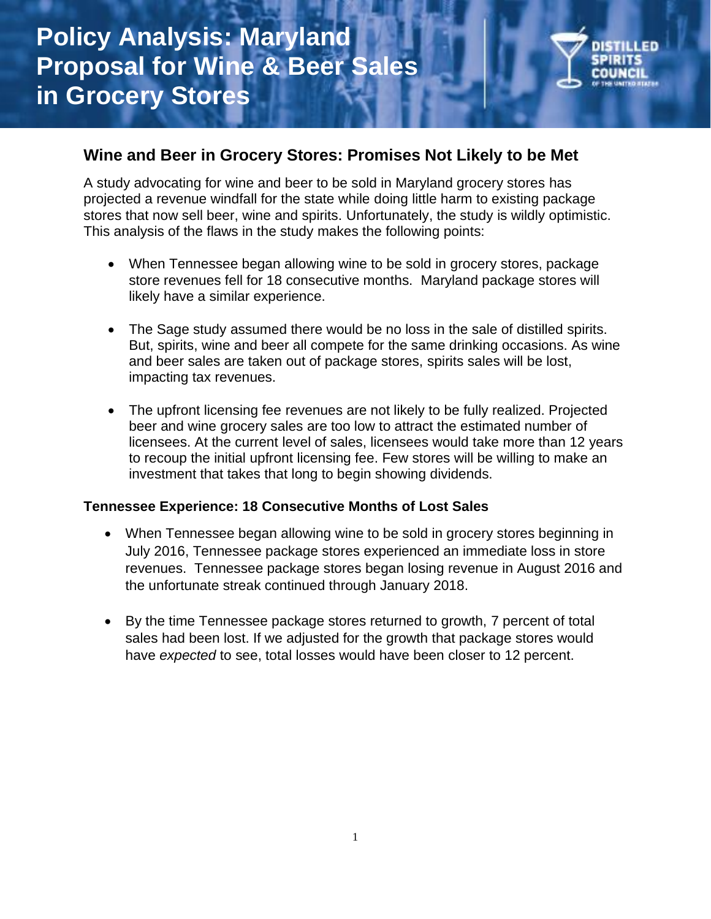# Policy Analysis: Maryland Proposal for Wine & Beer Sales in Grocery Stores

DISTILLED SPIRITS COUNCIL OF THE UNITED STATES

## Wine and Beer in Grocery Stores: Promises Not Likely to be Met

A study advocating for wine and beer to be sold in Maryland grocery stores has projected a revenue windfall for the state while doing little harm to existing package stores that now sell beer, wine and spirits. Unfortunately, the study is wildly optimistic. This analysis of the flaws in the study makes the following points:

- When Tennessee began allowing wine to be sold in grocery stores, package store revenues fell for 18 consecutive months. Maryland package stores will likely have a similar experience.
- The Sage study assumed there would be no loss in the sale of distilled spirits. But, spirits, wine and beer all compete for the same drinking occasions. As wine and beer sales are taken out of package stores, spirits sales will be lost, impacting tax revenues.
- The upfront licensing fee revenues are not likely to be fully realized. Projected beer and wine grocery sales are too low to attract the estimated number of licensees. At the current level of sales, licensees would take more than 12 years to recoup the initial upfront licensing fee. Few stores will be willing to make an investment that takes that long to begin showing dividends.

### Tennessee Experience: 18 Consecutive Months of Lost Sales

- When Tennessee began allowing wine to be sold in grocery stores beginning in July 2016, Tennessee package stores experienced an immediate loss in store revenues. Tennessee package stores began losing revenue in August 2016 and the unfortunate streak continued through January 2018.
- By the time Tennessee package stores returned to growth, 7 percent of total sales had been lost. If we adjusted for the growth that package stores would have *expected* to see, total losses would have been closer to 12 percent.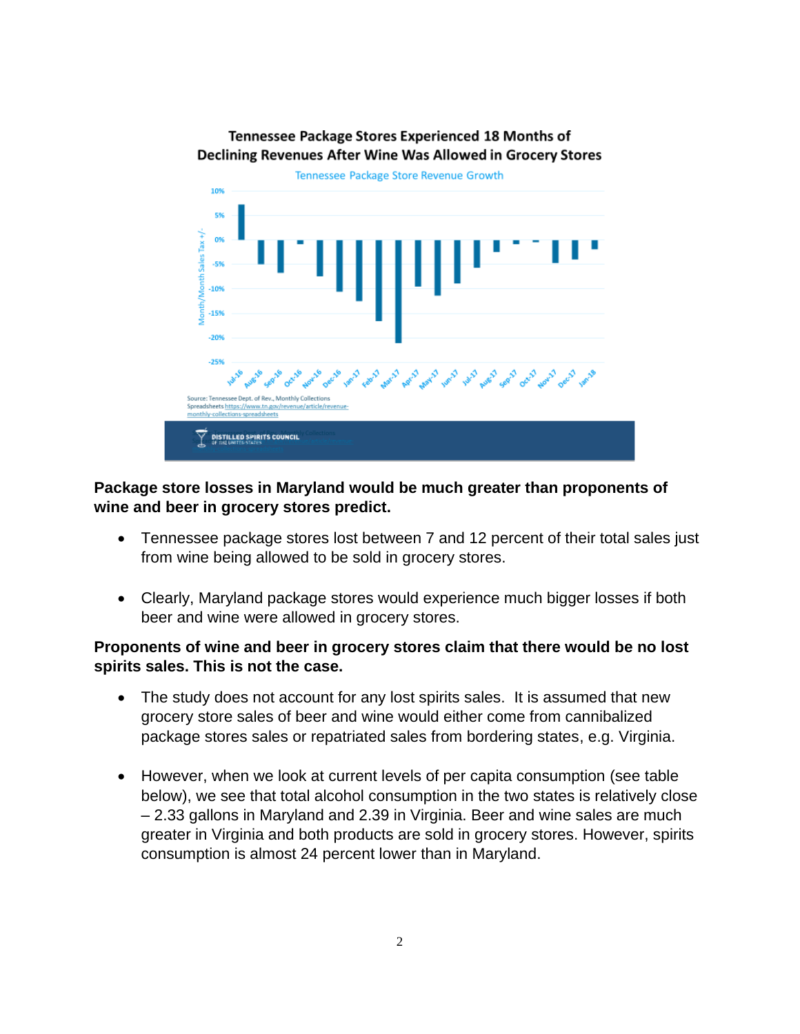**Tennessee Package Stores Experienced 18 Months of Declining Revenues After Wine Was Allowed in Grocery Stores**

Tennessee Package Store Revenue Growth

Source: Tennessee Dept. of Rev., Monthly Collections Spreadsheets https://www.tn.gov/revenue/article/revenue-monthly-collections-spreadsheets

**Package store losses in Maryland would be much greater than proponents of wine and beer in grocery stores predict.**

- Tennessee package stores lost between 7 and 12 percent of their total sales just from wine being allowed to be sold in grocery stores.

- Clearly, Maryland package stores would experience much bigger losses if both beer and wine were allowed in grocery stores.

**Proponents of wine and beer in grocery stores claim that there would be no lost spirits sales. This is not the case.**

- The study does not account for any lost spirits sales. It is assumed that new grocery store sales of beer and wine would either come from cannibalized package stores sales or repatriated sales from bordering states, e.g. Virginia.

- However, when we look at current levels of per capita consumption (see table below), we see that total alcohol consumption in the two states is relatively close – 2.33 gallons in Maryland and 2.39 in Virginia. Beer and wine sales are much greater in Virginia and both products are sold in grocery stores. However, spirits consumption is almost 24 percent lower than in Maryland.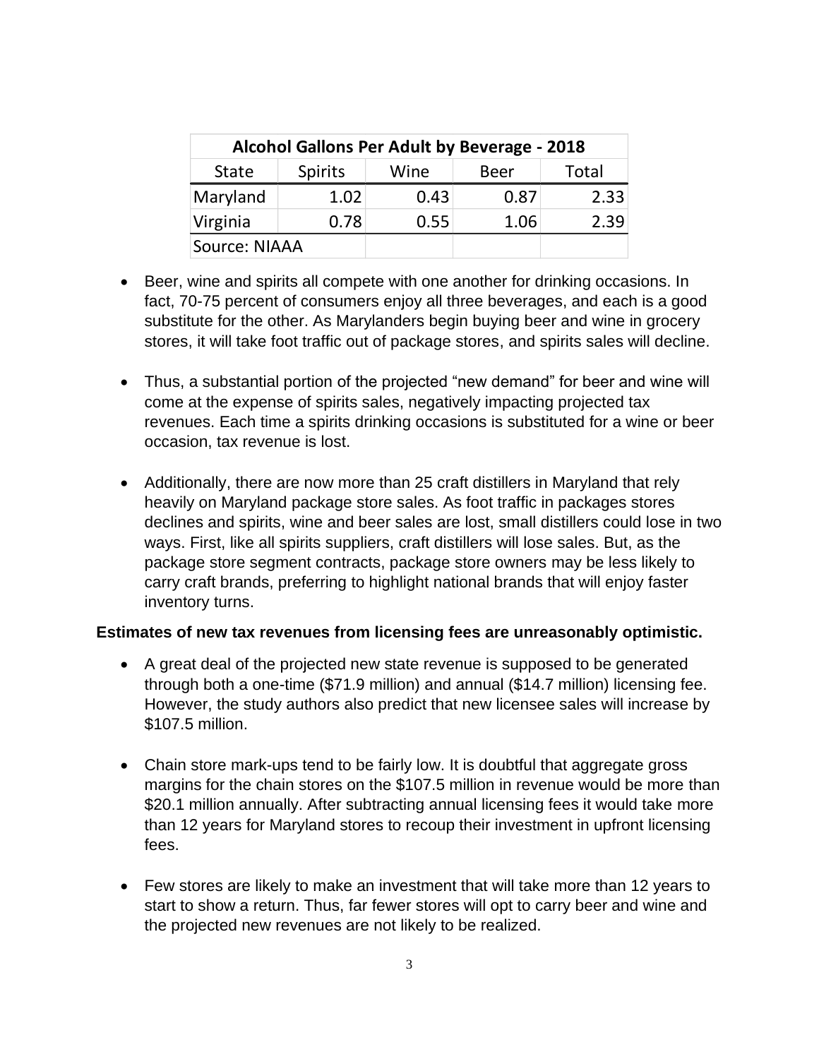| Alcohol Gallons Per Adult by Beverage - 2018 | | | | |
|---|---|---|---|---|
| State | Spirits | Wine | Beer | Total |
| Maryland | 1.02 | 0.43 | 0.87 | 2.33 |
| Virginia | 0.78 | 0.55 | 1.06 | 2.39 |
| Source: NIAAA | | | | |

- Beer, wine and spirits all compete with one another for drinking occasions. In fact, 70-75 percent of consumers enjoy all three beverages, and each is a good substitute for the other. As Marylanders begin buying beer and wine in grocery stores, it will take foot traffic out of package stores, and spirits sales will decline.

- Thus, a substantial portion of the projected "new demand" for beer and wine will come at the expense of spirits sales, negatively impacting projected tax revenues. Each time a spirits drinking occasions is substituted for a wine or beer occasion, tax revenue is lost.

- Additionally, there are now more than 25 craft distillers in Maryland that rely heavily on Maryland package store sales. As foot traffic in packages stores declines and spirits, wine and beer sales are lost, small distillers could lose in two ways. First, like all spirits suppliers, craft distillers will lose sales. But, as the package store segment contracts, package store owners may be less likely to carry craft brands, preferring to highlight national brands that will enjoy faster inventory turns.

**Estimates of new tax revenues from licensing fees are unreasonably optimistic.**

- A great deal of the projected new state revenue is supposed to be generated through both a one-time ($71.9 million) and annual ($14.7 million) licensing fee. However, the study authors also predict that new licensee sales will increase by $107.5 million.

- Chain store mark-ups tend to be fairly low. It is doubtful that aggregate gross margins for the chain stores on the $107.5 million in revenue would be more than $20.1 million annually. After subtracting annual licensing fees it would take more than 12 years for Maryland stores to recoup their investment in upfront licensing fees.

- Few stores are likely to make an investment that will take more than 12 years to start to show a return. Thus, far fewer stores will opt to carry beer and wine and the projected new revenues are not likely to be realized.